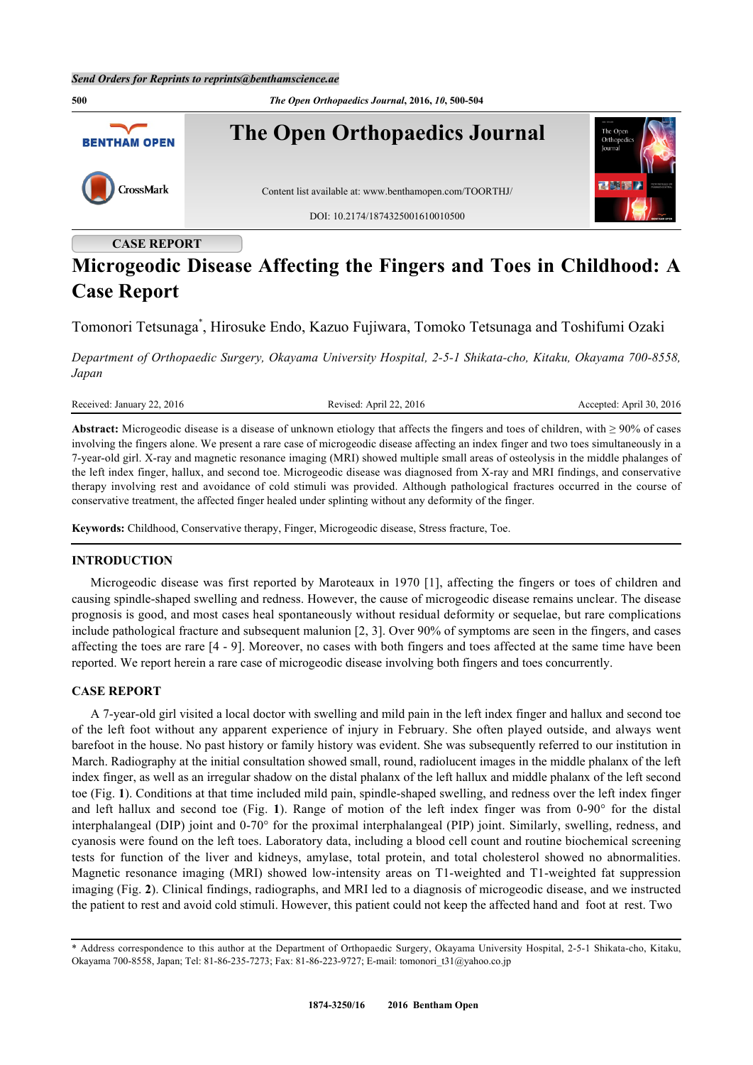CASE REPORT

# Microgeodic Disease Affecting the Fingers and Toes in Childhood: A Case Report

Tomonori Tetsunaga*, Hirosuke Endo, Kazuo Fujiwara, Tomoko Tetsunaga and Toshifumi Ozaki

*Department of Orthopaedic Surgery, Okayama University Hospital, 2-5-1 Shikata-cho, Kitaku, Okayama 700-8558, Japan*

Received: January 22, 2016 Revised: April 22, 2016 Accepted: April 30, 2016

**Abstract:** Microgeodic disease is a disease of unknown etiology that affects the fingers and toes of children, with ≥ 90% of cases involving the fingers alone. We present a rare case of microgeodic disease affecting an index finger and two toes simultaneously in a 7-year-old girl. X-ray and magnetic resonance imaging (MRI) showed multiple small areas of osteolysis in the middle phalanges of the left index finger, hallux, and second toe. Microgeodic disease was diagnosed from X-ray and MRI findings, and conservative therapy involving rest and avoidance of cold stimuli was provided. Although pathological fractures occurred in the course of conservative treatment, the affected finger healed under splinting without any deformity of the finger.

**Keywords:** Childhood, Conservative therapy, Finger, Microgeodic disease, Stress fracture, Toe.

## INTRODUCTION

Microgeodic disease was first reported by Maroteaux in 1970 [1], affecting the fingers or toes of children and causing spindle-shaped swelling and redness. However, the cause of microgeodic disease remains unclear. The disease prognosis is good, and most cases heal spontaneously without residual deformity or sequelae, but rare complications include pathological fracture and subsequent malunion [2, 3]. Over 90% of symptoms are seen in the fingers, and cases affecting the toes are rare [4 - 9]. Moreover, no cases with both fingers and toes affected at the same time have been reported. We report herein a rare case of microgeodic disease involving both fingers and toes concurrently.

## CASE REPORT

A 7-year-old girl visited a local doctor with swelling and mild pain in the left index finger and hallux and second toe of the left foot without any apparent experience of injury in February. She often played outside, and always went barefoot in the house. No past history or family history was evident. She was subsequently referred to our institution in March. Radiography at the initial consultation showed small, round, radiolucent images in the middle phalanx of the left index finger, as well as an irregular shadow on the distal phalanx of the left hallux and middle phalanx of the left second toe (Fig. **1**). Conditions at that time included mild pain, spindle-shaped swelling, and redness over the left index finger and left hallux and second toe (Fig. **1**). Range of motion of the left index finger was from 0-90° for the distal interphalangeal (DIP) joint and 0-70° for the proximal interphalangeal (PIP) joint. Similarly, swelling, redness, and cyanosis were found on the left toes. Laboratory data, including a blood cell count and routine biochemical screening tests for function of the liver and kidneys, amylase, total protein, and total cholesterol showed no abnormalities. Magnetic resonance imaging (MRI) showed low-intensity areas on T1-weighted and T1-weighted fat suppression imaging (Fig. **2**). Clinical findings, radiographs, and MRI led to a diagnosis of microgeodic disease, and we instructed the patient to rest and avoid cold stimuli. However, this patient could not keep the affected hand and foot at rest. Two

* Address correspondence to this author at the Department of Orthopaedic Surgery, Okayama University Hospital, 2-5-1 Shikata-cho, Kitaku, Okayama 700-8558, Japan; Tel: 81-86-235-7273; Fax: 81-86-223-9727; E-mail: tomonori_t31@yahoo.co.jp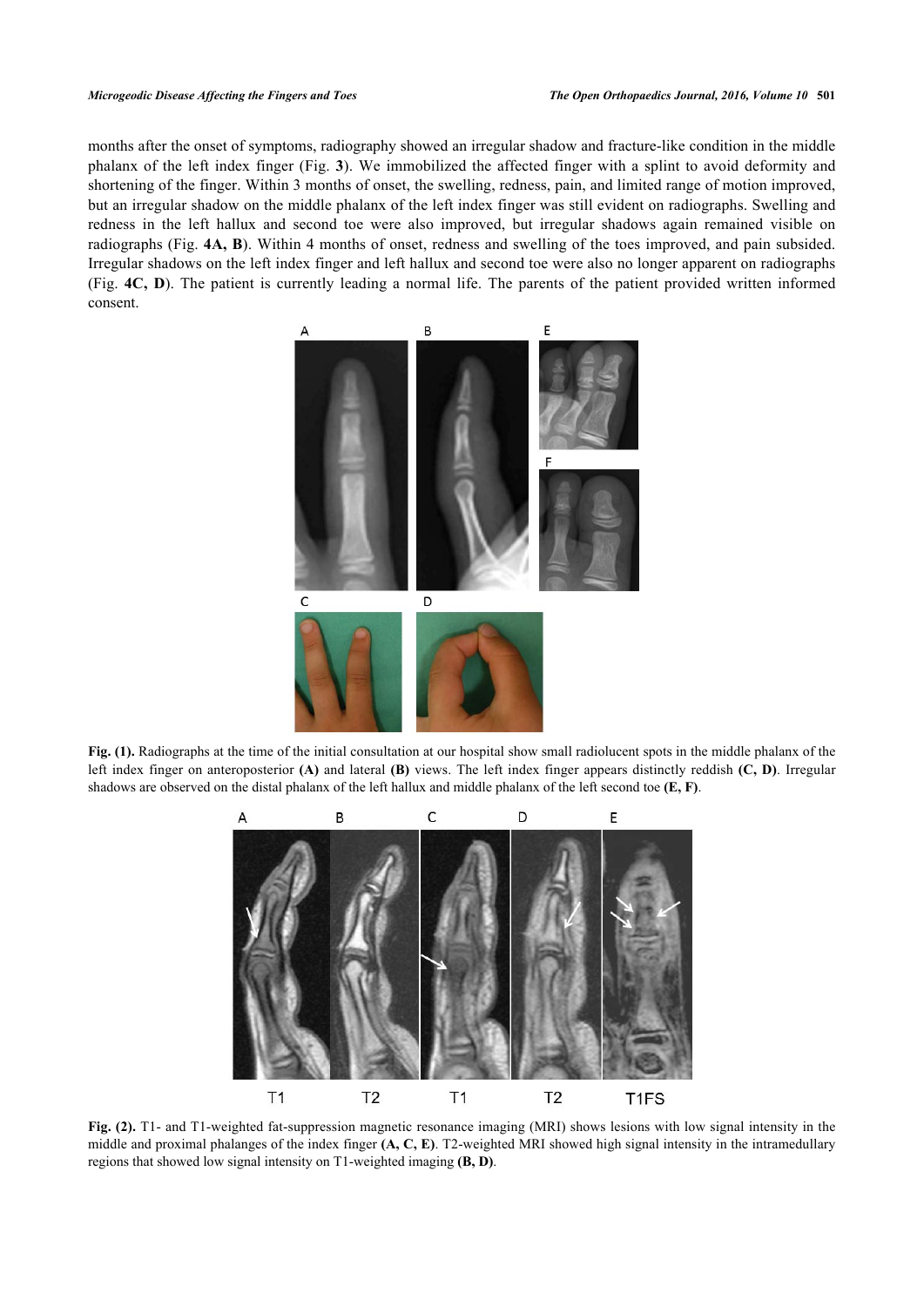months after the onset of symptoms, radiography showed an irregular shadow and fracture-like condition in the middle phalanx of the left index finger (Fig. **3**). We immobilized the affected finger with a splint to avoid deformity and shortening of the finger. Within 3 months of onset, the swelling, redness, pain, and limited range of motion improved, but an irregular shadow on the middle phalanx of the left index finger was still evident on radiographs. Swelling and redness in the left hallux and second toe were also improved, but irregular shadows again remained visible on radiographs (Fig. **4A, B**). Within 4 months of onset, redness and swelling of the toes improved, and pain subsided. Irregular shadows on the left index finger and left hallux and second toe were also no longer apparent on radiographs (Fig. **4C, D**). The patient is currently leading a normal life. The parents of the patient provided written informed consent.

**Fig. (1).** Radiographs at the time of the initial consultation at our hospital show small radiolucent spots in the middle phalanx of the left index finger on anteroposterior **(A)** and lateral **(B)** views. The left index finger appears distinctly reddish **(C, D)**. Irregular shadows are observed on the distal phalanx of the left hallux and middle phalanx of the left second toe **(E, F)**.

**Fig. (2).** T1- and T1-weighted fat-suppression magnetic resonance imaging (MRI) shows lesions with low signal intensity in the middle and proximal phalanges of the index finger **(A, C, E)**. T2-weighted MRI showed high signal intensity in the intramedullary regions that showed low signal intensity on T1-weighted imaging **(B, D)**.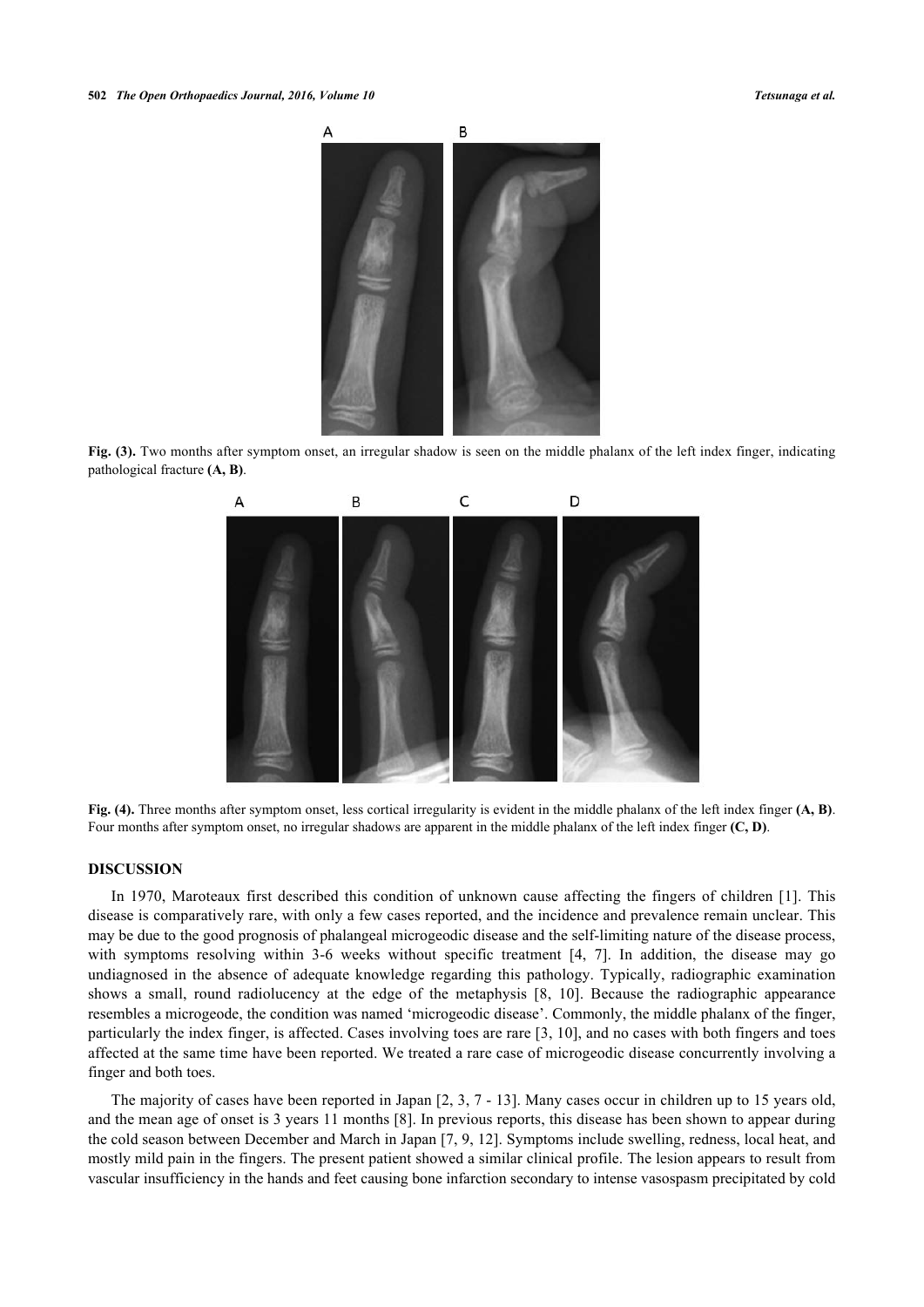**Fig. (3).** Two months after symptom onset, an irregular shadow is seen on the middle phalanx of the left index finger, indicating pathological fracture **(A, B)**.

**Fig. (4).** Three months after symptom onset, less cortical irregularity is evident in the middle phalanx of the left index finger **(A, B)**. Four months after symptom onset, no irregular shadows are apparent in the middle phalanx of the left index finger **(C, D)**.

## DISCUSSION

In 1970, Maroteaux first described this condition of unknown cause affecting the fingers of children [1]. This disease is comparatively rare, with only a few cases reported, and the incidence and prevalence remain unclear. This may be due to the good prognosis of phalangeal microgeodic disease and the self-limiting nature of the disease process, with symptoms resolving within 3-6 weeks without specific treatment [4, 7]. In addition, the disease may go undiagnosed in the absence of adequate knowledge regarding this pathology. Typically, radiographic examination shows a small, round radiolucency at the edge of the metaphysis [8, 10]. Because the radiographic appearance resembles a microgeode, the condition was named 'microgeodic disease'. Commonly, the middle phalanx of the finger, particularly the index finger, is affected. Cases involving toes are rare [3, 10], and no cases with both fingers and toes affected at the same time have been reported. We treated a rare case of microgeodic disease concurrently involving a finger and both toes.

The majority of cases have been reported in Japan [2, 3, 7 - 13]. Many cases occur in children up to 15 years old, and the mean age of onset is 3 years 11 months [8]. In previous reports, this disease has been shown to appear during the cold season between December and March in Japan [7, 9, 12]. Symptoms include swelling, redness, local heat, and mostly mild pain in the fingers. The present patient showed a similar clinical profile. The lesion appears to result from vascular insufficiency in the hands and feet causing bone infarction secondary to intense vasospasm precipitated by cold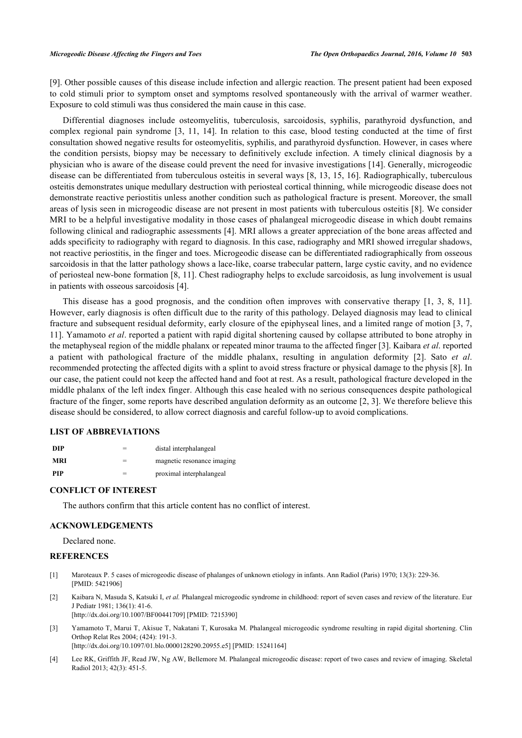[9]. Other possible causes of this disease include infection and allergic reaction. The present patient had been exposed to cold stimuli prior to symptom onset and symptoms resolved spontaneously with the arrival of warmer weather. Exposure to cold stimuli was thus considered the main cause in this case.

Differential diagnoses include osteomyelitis, tuberculosis, sarcoidosis, syphilis, parathyroid dysfunction, and complex regional pain syndrome [3, 11, 14]. In relation to this case, blood testing conducted at the time of first consultation showed negative results for osteomyelitis, syphilis, and parathyroid dysfunction. However, in cases where the condition persists, biopsy may be necessary to definitively exclude infection. A timely clinical diagnosis by a physician who is aware of the disease could prevent the need for invasive investigations [14]. Generally, microgeodic disease can be differentiated from tuberculous osteitis in several ways [8, 13, 15, 16]. Radiographically, tuberculous osteitis demonstrates unique medullary destruction with periosteal cortical thinning, while microgeodic disease does not demonstrate reactive periostitis unless another condition such as pathological fracture is present. Moreover, the small areas of lysis seen in microgeodic disease are not present in most patients with tuberculous osteitis [8]. We consider MRI to be a helpful investigative modality in those cases of phalangeal microgeodic disease in which doubt remains following clinical and radiographic assessments [4]. MRI allows a greater appreciation of the bone areas affected and adds specificity to radiography with regard to diagnosis. In this case, radiography and MRI showed irregular shadows, not reactive periostitis, in the finger and toes. Microgeodic disease can be differentiated radiographically from osseous sarcoidosis in that the latter pathology shows a lace-like, coarse trabecular pattern, large cystic cavity, and no evidence of periosteal new-bone formation [8, 11]. Chest radiography helps to exclude sarcoidosis, as lung involvement is usual in patients with osseous sarcoidosis [4].

This disease has a good prognosis, and the condition often improves with conservative therapy [1, 3, 8, 11]. However, early diagnosis is often difficult due to the rarity of this pathology. Delayed diagnosis may lead to clinical fracture and subsequent residual deformity, early closure of the epiphyseal lines, and a limited range of motion [3, 7, 11]. Yamamoto *et al*. reported a patient with rapid digital shortening caused by collapse attributed to bone atrophy in the metaphyseal region of the middle phalanx or repeated minor trauma to the affected finger [3]. Kaibara *et al*. reported a patient with pathological fracture of the middle phalanx, resulting in angulation deformity [2]. Sato *et al*. recommended protecting the affected digits with a splint to avoid stress fracture or physical damage to the physis [8]. In our case, the patient could not keep the affected hand and foot at rest. As a result, pathological fracture developed in the middle phalanx of the left index finger. Although this case healed with no serious consequences despite pathological fracture of the finger, some reports have described angulation deformity as an outcome [2, 3]. We therefore believe this disease should be considered, to allow correct diagnosis and careful follow-up to avoid complications.

## LIST OF ABBREVIATIONS

| | | |
|---|---|---|
| **DIP** | = | distal interphalangeal |
| **MRI** | = | magnetic resonance imaging |
| **PIP** | = | proximal interphalangeal |

## CONFLICT OF INTEREST

The authors confirm that this article content has no conflict of interest.

## ACKNOWLEDGEMENTS

Declared none.

## REFERENCES

[1] Maroteaux P. 5 cases of microgeodic disease of phalanges of unknown etiology in infants. Ann Radiol (Paris) 1970; 13(3): 229-36. [PMID: 5421906]

[2] Kaibara N, Masuda S, Katsuki I, *et al.* Phalangeal microgeodic syndrome in childhood: report of seven cases and review of the literature. Eur J Pediatr 1981; 136(1): 41-6. [http://dx.doi.org/10.1007/BF00441709] [PMID: 7215390]

[3] Yamamoto T, Marui T, Akisue T, Nakatani T, Kurosaka M. Phalangeal microgeodic syndrome resulting in rapid digital shortening. Clin Orthop Relat Res 2004; (424): 191-3. [http://dx.doi.org/10.1097/01.blo.0000128290.20955.e5] [PMID: 15241164]

[4] Lee RK, Griffith JF, Read JW, Ng AW, Bellemore M. Phalangeal microgeodic disease: report of two cases and review of imaging. Skeletal Radiol 2013; 42(3): 451-5.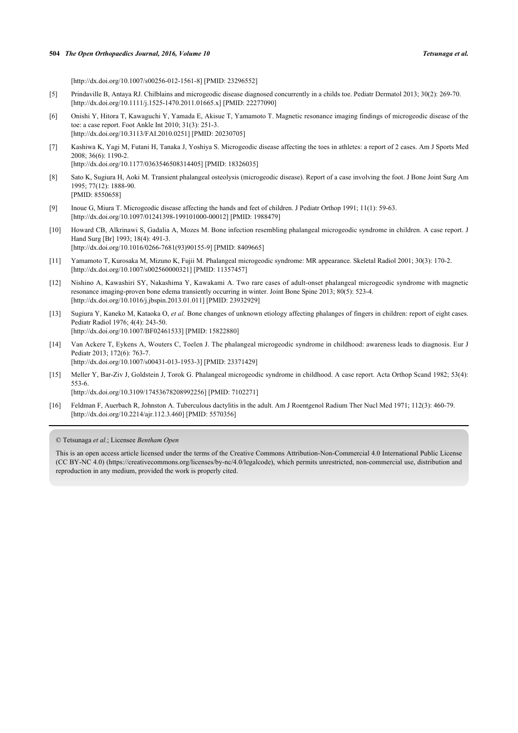[http://dx.doi.org/10.1007/s00256-012-1561-8] [PMID: 23296552]

[5] Prindaville B, Antaya RJ. Chilblains and microgeodic disease diagnosed concurrently in a childs toe. Pediatr Dermatol 2013; 30(2): 269-70. [http://dx.doi.org/10.1111/j.1525-1470.2011.01665.x] [PMID: 22277090]

[6] Onishi Y, Hitora T, Kawaguchi Y, Yamada E, Akisue T, Yamamoto T. Magnetic resonance imaging findings of microgeodic disease of the toe: a case report. Foot Ankle Int 2010; 31(3): 251-3. [http://dx.doi.org/10.3113/FAI.2010.0251] [PMID: 20230705]

[7] Kashiwa K, Yagi M, Futani H, Tanaka J, Yoshiya S. Microgeodic disease affecting the toes in athletes: a report of 2 cases. Am J Sports Med 2008; 36(6): 1190-2. [http://dx.doi.org/10.1177/0363546508314405] [PMID: 18326035]

[8] Sato K, Sugiura H, Aoki M. Transient phalangeal osteolysis (microgeodic disease). Report of a case involving the foot. J Bone Joint Surg Am 1995; 77(12): 1888-90. [PMID: 8550658]

[9] Inoue G, Miura T. Microgeodic disease affecting the hands and feet of children. J Pediatr Orthop 1991; 11(1): 59-63. [http://dx.doi.org/10.1097/01241398-199101000-00012] [PMID: 1988479]

[10] Howard CB, Alkrinawi S, Gadalia A, Mozes M. Bone infection resembling phalangeal microgeodic syndrome in children. A case report. J Hand Surg [Br] 1993; 18(4): 491-3. [http://dx.doi.org/10.1016/0266-7681(93)90155-9] [PMID: 8409665]

[11] Yamamoto T, Kurosaka M, Mizuno K, Fujii M. Phalangeal microgeodic syndrome: MR appearance. Skeletal Radiol 2001; 30(3): 170-2. [http://dx.doi.org/10.1007/s002560000321] [PMID: 11357457]

[12] Nishino A, Kawashiri SY, Nakashima Y, Kawakami A. Two rare cases of adult-onset phalangeal microgeodic syndrome with magnetic resonance imaging-proven bone edema transiently occurring in winter. Joint Bone Spine 2013; 80(5): 523-4. [http://dx.doi.org/10.1016/j.jbspin.2013.01.011] [PMID: 23932929]

[13] Sugiura Y, Kaneko M, Kataoka O, *et al.* Bone changes of unknown etiology affecting phalanges of fingers in children: report of eight cases. Pediatr Radiol 1976; 4(4): 243-50. [http://dx.doi.org/10.1007/BF02461533] [PMID: 15822880]

[14] Van Ackere T, Eykens A, Wouters C, Toelen J. The phalangeal microgeodic syndrome in childhood: awareness leads to diagnosis. Eur J Pediatr 2013; 172(6): 763-7. [http://dx.doi.org/10.1007/s00431-013-1953-3] [PMID: 23371429]

[15] Meller Y, Bar-Ziv J, Goldstein J, Torok G. Phalangeal microgeodic syndrome in childhood. A case report. Acta Orthop Scand 1982; 53(4): 553-6. [http://dx.doi.org/10.3109/17453678208992256] [PMID: 7102271]

[16] Feldman F, Auerbach R, Johnston A. Tuberculous dactylitis in the adult. Am J Roentgenol Radium Ther Nucl Med 1971; 112(3): 460-79. [http://dx.doi.org/10.2214/ajr.112.3.460] [PMID: 5570356]

© Tetsunaga *et al.*; Licensee *Bentham Open*

This is an open access article licensed under the terms of the Creative Commons Attribution-Non-Commercial 4.0 International Public License (CC BY-NC 4.0) (https://creativecommons.org/licenses/by-nc/4.0/legalcode), which permits unrestricted, non-commercial use, distribution and reproduction in any medium, provided the work is properly cited.